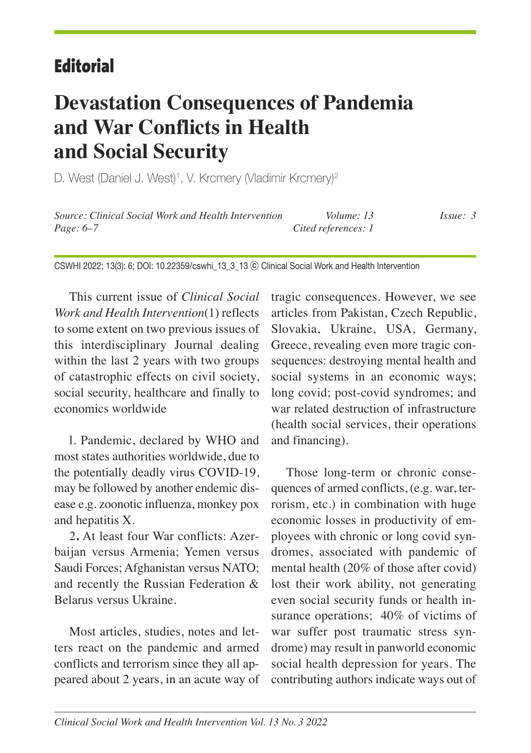## Editorial

# Devastation Consequences of Pandemia and War Conflicts in Health and Social Security

D. West (Daniel J. West)[1], V. Krcmery (Vladimir Krcmery)[2]

*Source: Clinical Social Work and Health Intervention* *Volume: 13* *Issue: 3*
*Page: 6–7* *Cited references: 1*

CSWHI 2022; 13(3): 6; DOI: 10.22359/cswhi_13_3_13 © Clinical Social Work and Health Intervention

This current issue of *Clinical Social Work and Health Intervention*(1) reflects to some extent on two previous issues of this interdisciplinary Journal dealing within the last 2 years with two groups of catastrophic effects on civil society, social security, healthcare and finally to economics worldwide

1. Pandemic, declared by WHO and most states authorities worldwide, due to the potentially deadly virus COVID-19, may be followed by another endemic disease e.g. zoonotic influenza, monkey pox and hepatitis X.
2. At least four War conflicts: Azerbaijan versus Armenia; Yemen versus Saudi Forces; Afghanistan versus NATO; and recently the Russian Federation & Belarus versus Ukraine.

Most articles, studies, notes and letters react on the pandemic and armed conflicts and terrorism since they all appeared about 2 years, in an acute way of tragic consequences. However, we see articles from Pakistan, Czech Republic, Slovakia, Ukraine, USA, Germany, Greece, revealing even more tragic consequences: destroying mental health and social systems in an economic ways; long covid; post-covid syndromes; and war related destruction of infrastructure (health social services, their operations and financing).

Those long-term or chronic consequences of armed conflicts, (e.g. war, terrorism, etc.) in combination with huge economic losses in productivity of employees with chronic or long covid syndromes, associated with pandemic of mental health (20% of those after covid) lost their work ability, not generating even social security funds or health insurance operations; 40% of victims of war suffer post traumatic stress syndrome) may result in panworld economic social health depression for years. The contributing authors indicate ways out of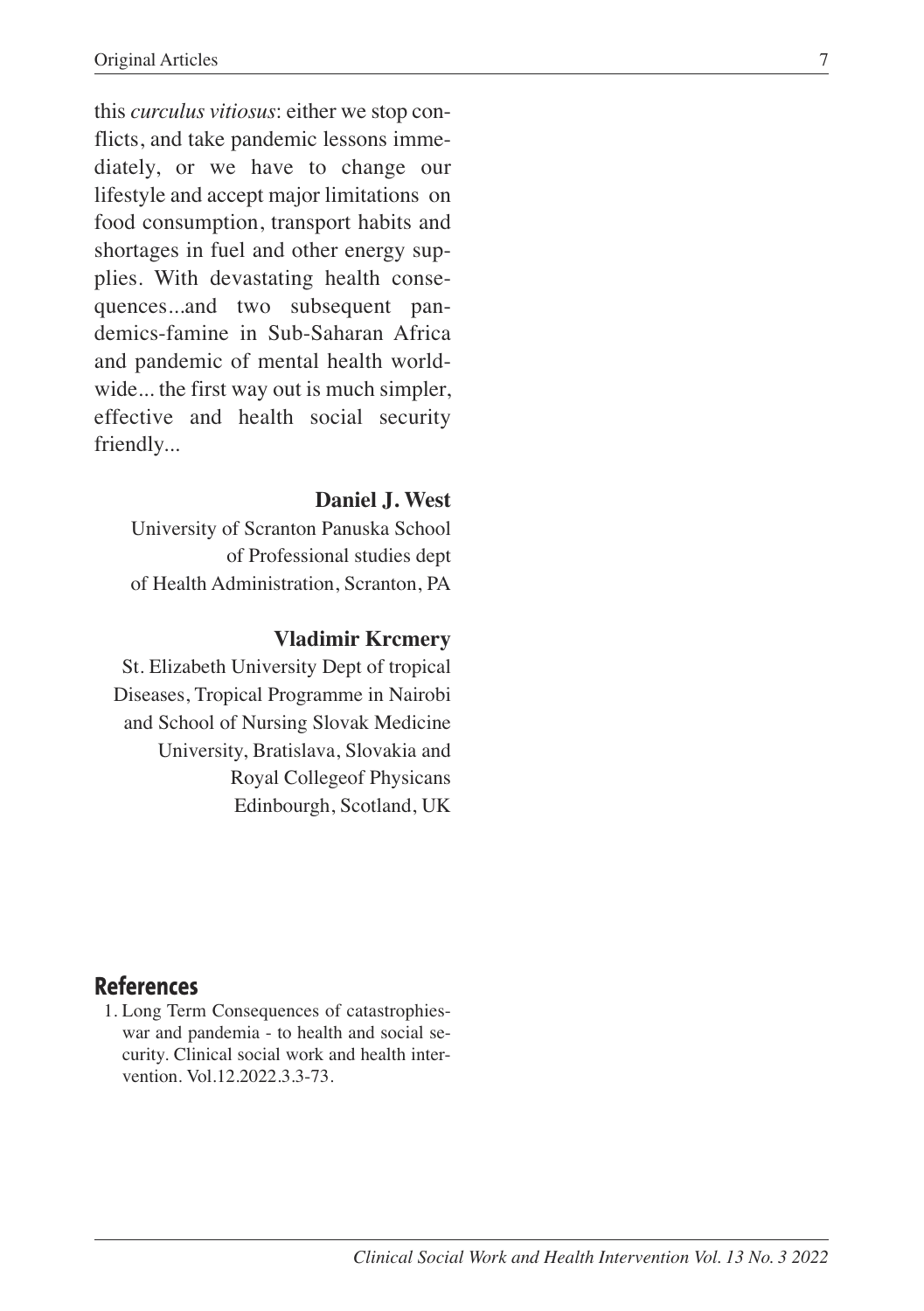this *curculus vitiosus*: either we stop conflicts, and take pandemic lessons immediately, or we have to change our lifestyle and accept major limitations on food consumption, transport habits and shortages in fuel and other energy supplies. With devastating health consequences...and two subsequent pandemics-famine in Sub-Saharan Africa and pandemic of mental health worldwide... the first way out is much simpler, effective and health social security friendly...

**Daniel J. West**
University of Scranton Panuska School of Professional studies dept of Health Administration, Scranton, PA

**Vladimir Krcmery**
St. Elizabeth University Dept of tropical Diseases, Tropical Programme in Nairobi and School of Nursing Slovak Medicine University, Bratislava, Slovakia and Royal Collegeof Physicans Edinbourgh, Scotland, UK

## References

1. Long Term Consequences of catastrophies-war and pandemia - to health and social security. Clinical social work and health intervention. Vol.12.2022.3.3-73.